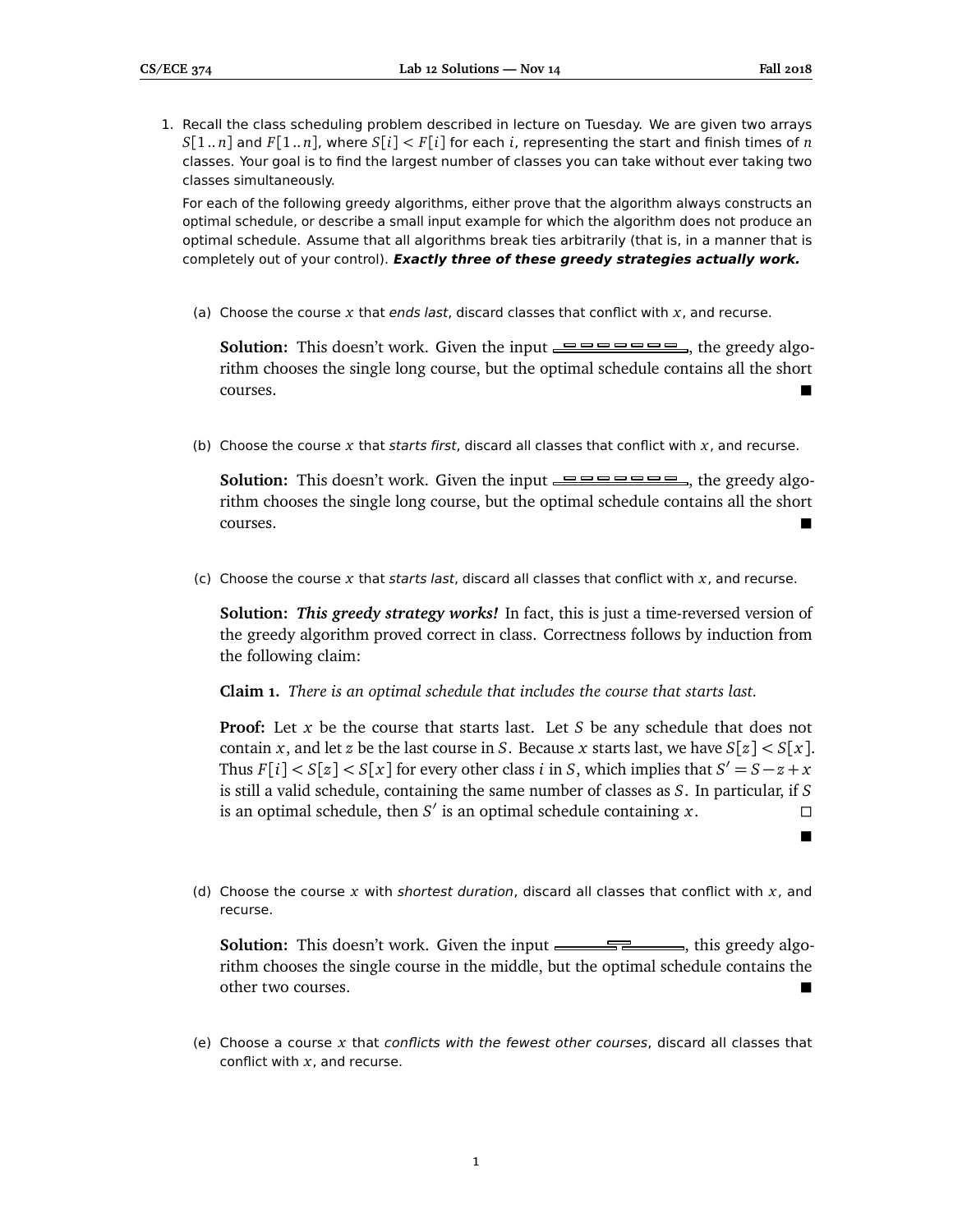1. Recall the class scheduling problem described in lecture on Tuesday. We are given two arrays $S[1..n]$ and $F[1..n]$, where $S[i] < F[i]$ for each $i$, representing the start and finish times of $n$ classes. Your goal is to find the largest number of classes you can take without ever taking two classes simultaneously.

   For each of the following greedy algorithms, either prove that the algorithm always constructs an optimal schedule, or describe a small input example for which the algorithm does not produce an optimal schedule. Assume that all algorithms break ties arbitrarily (that is, in a manner that is completely out of your control). ***Exactly three of these greedy strategies actually work.***

   (a) Choose the course $x$ that *ends last*, discard classes that conflict with $x$, and recurse.

   **Solution:** This doesn't work. Given the input, the greedy algorithm chooses the single long course, but the optimal schedule contains all the short courses. ■

   (b) Choose the course $x$ that *starts first*, discard all classes that conflict with $x$, and recurse.

   **Solution:** This doesn't work. Given the input, the greedy algorithm chooses the single long course, but the optimal schedule contains all the short courses. ■

   (c) Choose the course $x$ that *starts last*, discard all classes that conflict with $x$, and recurse.

   **Solution:** ***This greedy strategy works!*** In fact, this is just a time-reversed version of the greedy algorithm proved correct in class. Correctness follows by induction from the following claim:

   **Claim 1.** *There is an optimal schedule that includes the course that starts last.*

   **Proof:** Let $x$ be the course that starts last. Let $S$ be any schedule that does not contain $x$, and let $z$ be the last course in $S$. Because $x$ starts last, we have $S[z] < S[x]$. Thus $F[i] < S[z] < S[x]$ for every other class $i$ in $S$, which implies that $S' = S - z + x$ is still a valid schedule, containing the same number of classes as $S$. In particular, if $S$ is an optimal schedule, then $S'$ is an optimal schedule containing $x$. □

   ■

   (d) Choose the course $x$ with *shortest duration*, discard all classes that conflict with $x$, and recurse.

   **Solution:** This doesn't work. Given the input, this greedy algorithm chooses the single course in the middle, but the optimal schedule contains the other two courses. ■

   (e) Choose a course $x$ that *conflicts with the fewest other courses*, discard all classes that conflict with $x$, and recurse.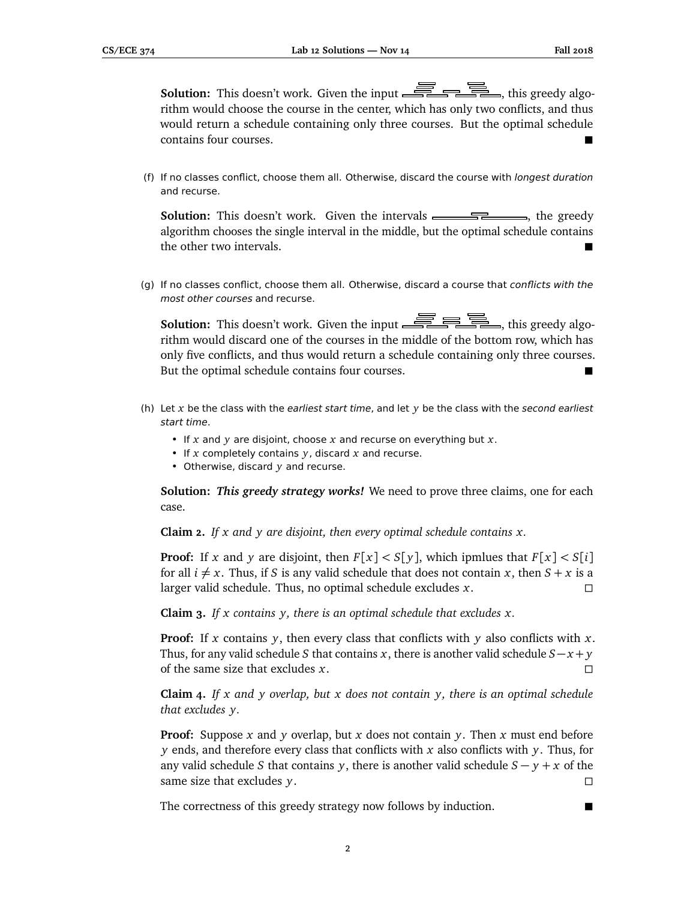**Solution:** This doesn't work. Given the input, this greedy algorithm would choose the course in the center, which has only two conflicts, and thus would return a schedule containing only three courses. But the optimal schedule contains four courses. ■

(f) If no classes conflict, choose them all. Otherwise, discard the course with *longest duration* and recurse.

**Solution:** This doesn't work. Given the intervals, the greedy algorithm chooses the single interval in the middle, but the optimal schedule contains the other two intervals. ■

(g) If no classes conflict, choose them all. Otherwise, discard a course that *conflicts with the most other courses* and recurse.

**Solution:** This doesn't work. Given the input, this greedy algorithm would discard one of the courses in the middle of the bottom row, which has only five conflicts, and thus would return a schedule containing only three courses. But the optimal schedule contains four courses. ■

(h) Let $x$ be the class with the *earliest start time*, and let $y$ be the class with the *second earliest start time*.

- If $x$ and $y$ are disjoint, choose $x$ and recurse on everything but $x$.
- If $x$ completely contains $y$, discard $x$ and recurse.
- Otherwise, discard $y$ and recurse.

**Solution:** ***This greedy strategy works!*** We need to prove three claims, one for each case.

**Claim 2.** *If $x$ and $y$ are disjoint, then every optimal schedule contains $x$.*

**Proof:** If $x$ and $y$ are disjoint, then $F[x] < S[y]$, which ipmlues that $F[x] < S[i]$ for all $i \neq x$. Thus, if $S$ is any valid schedule that does not contain $x$, then $S + x$ is a larger valid schedule. Thus, no optimal schedule excludes $x$. □

**Claim 3.** *If $x$ contains $y$, there is an optimal schedule that excludes $x$.*

**Proof:** If $x$ contains $y$, then every class that conflicts with $y$ also conflicts with $x$. Thus, for any valid schedule $S$ that contains $x$, there is another valid schedule $S - x + y$ of the same size that excludes $x$. □

**Claim 4.** *If $x$ and $y$ overlap, but $x$ does not contain $y$, there is an optimal schedule that excludes $y$.*

**Proof:** Suppose $x$ and $y$ overlap, but $x$ does not contain $y$. Then $x$ must end before $y$ ends, and therefore every class that conflicts with $x$ also conflicts with $y$. Thus, for any valid schedule $S$ that contains $y$, there is another valid schedule $S - y + x$ of the same size that excludes $y$. □

The correctness of this greedy strategy now follows by induction. ■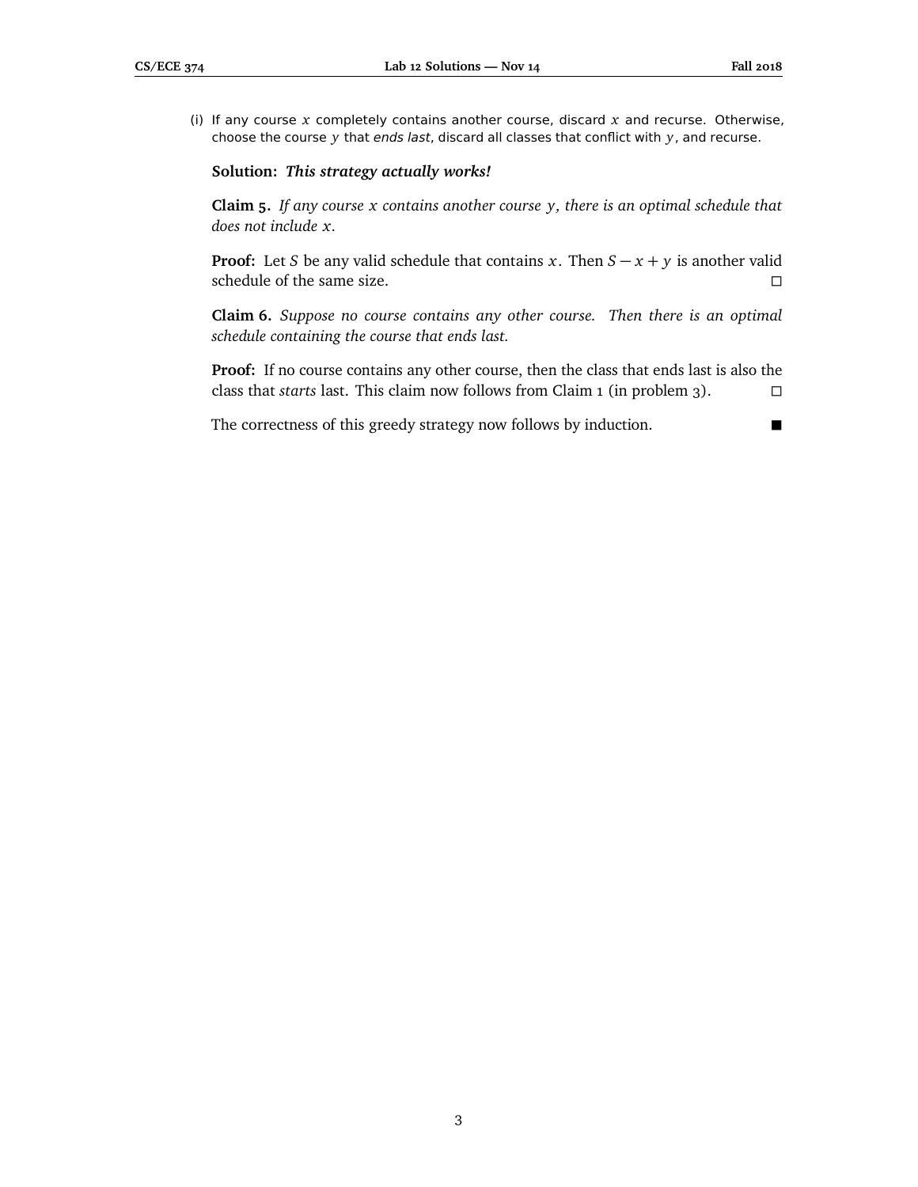(i) If any course $x$ completely contains another course, discard $x$ and recurse. Otherwise, choose the course $y$ that *ends last*, discard all classes that conflict with $y$, and recurse.

**Solution:** ***This strategy actually works!***

**Claim 5.** *If any course $x$ contains another course $y$, there is an optimal schedule that does not include $x$.*

**Proof:** Let $S$ be any valid schedule that contains $x$. Then $S - x + y$ is another valid schedule of the same size. □

**Claim 6.** *Suppose no course contains any other course. Then there is an optimal schedule containing the course that ends last.*

**Proof:** If no course contains any other course, then the class that ends last is also the class that *starts* last. This claim now follows from Claim 1 (in problem 3). □

The correctness of this greedy strategy now follows by induction. ■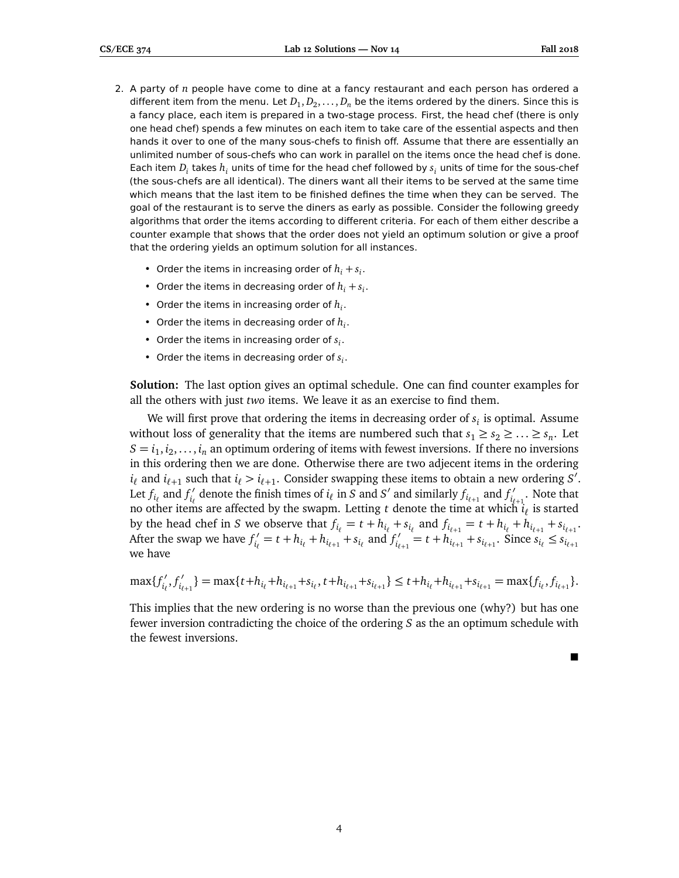2. A party of $n$ people have come to dine at a fancy restaurant and each person has ordered a different item from the menu. Let $D_1, D_2, \ldots, D_n$ be the items ordered by the diners. Since this is a fancy place, each item is prepared in a two-stage process. First, the head chef (there is only one head chef) spends a few minutes on each item to take care of the essential aspects and then hands it over to one of the many sous-chefs to finish off. Assume that there are essentially an unlimited number of sous-chefs who can work in parallel on the items once the head chef is done. Each item $D_i$ takes $h_i$ units of time for the head chef followed by $s_i$ units of time for the sous-chef (the sous-chefs are all identical). The diners want all their items to be served at the same time which means that the last item to be finished defines the time when they can be served. The goal of the restaurant is to serve the diners as early as possible. Consider the following greedy algorithms that order the items according to different criteria. For each of them either describe a counter example that shows that the order does not yield an optimum solution or give a proof that the ordering yields an optimum solution for all instances.

   - Order the items in increasing order of $h_i + s_i$.
   - Order the items in decreasing order of $h_i + s_i$.
   - Order the items in increasing order of $h_i$.
   - Order the items in decreasing order of $h_i$.
   - Order the items in increasing order of $s_i$.
   - Order the items in decreasing order of $s_i$.

**Solution:** The last option gives an optimal schedule. One can find counter examples for all the others with just *two* items. We leave it as an exercise to find them.

We will first prove that ordering the items in decreasing order of $s_i$ is optimal. Assume without loss of generality that the items are numbered such that $s_1 \geq s_2 \geq \ldots \geq s_n$. Let $S = i_1, i_2, \ldots, i_n$ an optimum ordering of items with fewest inversions. If there no inversions in this ordering then we are done. Otherwise there are two adjecent items in the ordering $i_\ell$ and $i_{\ell+1}$ such that $i_\ell > i_{\ell+1}$. Consider swapping these items to obtain a new ordering $S'$. Let $f_{i_\ell}$ and $f'_{i_\ell}$ denote the finish times of $i_\ell$ in $S$ and $S'$ and similarly $f_{i_{\ell+1}}$ and $f'_{i_{\ell+1}}$. Note that no other items are affected by the swapm. Letting $t$ denote the time at which $i_\ell$ is started by the head chef in $S$ we observe that $f_{i_\ell} = t + h_{i_\ell} + s_{i_\ell}$ and $f_{i_{\ell+1}} = t + h_{i_\ell} + h_{i_{\ell+1}} + s_{i_{\ell+1}}$. After the swap we have $f'_{i_\ell} = t + h_{i_\ell} + h_{i_{\ell+1}} + s_{i_\ell}$ and $f'_{i_{\ell+1}} = t + h_{i_{\ell+1}} + s_{i_{\ell+1}}$. Since $s_{i_\ell} \leq s_{i_{\ell+1}}$ we have

$$\max\{f'_{i_\ell}, f'_{i_{\ell+1}}\} = \max\{t + h_{i_\ell} + h_{i_{\ell+1}} + s_{i_\ell}, t + h_{i_{\ell+1}} + s_{i_{\ell+1}}\} \leq t + h_{i_\ell} + h_{i_{\ell+1}} + s_{i_{\ell+1}} = \max\{f_{i_\ell}, f_{i_{\ell+1}}\}.$$

This implies that the new ordering is no worse than the previous one (why?) but has one fewer inversion contradicting the choice of the ordering $S$ as the an optimum schedule with the fewest inversions.

■